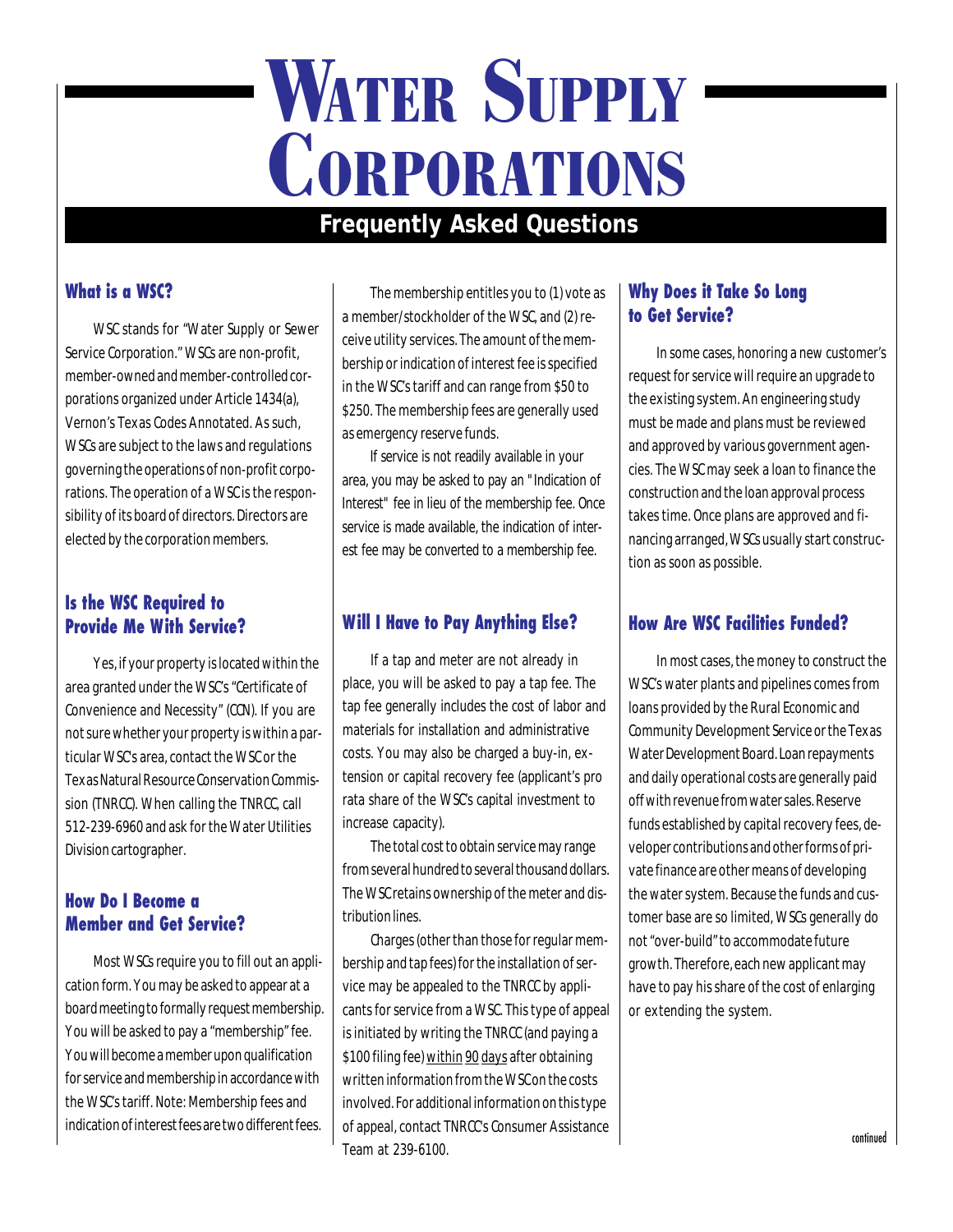# WATER SUPPLY CORPORATIONS

## Frequently Asked Questions

### What is a WSC?

WSC stands for "Water Supply or Sewer Service Corporation." WSCs are non-profit, member-owned and member-controlled corporations organized under Article 1434(a), Vernon's Texas Codes Annotated. As such, WSCs are subject to the laws and regulations governing the operations of non-profit corporations. The operation of a WSC is the responsibility of its board of directors. Directors are elected by the corporation members.

### Is the WSC Required to Provide Me With Service?

Yes, if your property is located within the area granted under the WSC's "Certificate of Convenience and Necessity" (CCN). If you are not sure whether your property is within a particular WSC's area, contact the WSC or the Texas Natural Resource Conservation Commission (TNRCC). When calling the TNRCC, call 512-239-6960 and ask for the Water Utilities Division cartographer.

### How Do I Become a Member and Get Service?

Most WSCs require you to fill out an application form. You may be asked to appear at a board meeting to formally request membership. You will be asked to pay a "membership" fee. You will become a member upon qualification for service and membership in accordance with the WSC's tariff. Note: Membership fees and indication of interest fees are two different fees.

The membership entitles you to (1) vote as a member/stockholder of the WSC, and (2) receive utility services. The amount of the membership or indication of interest fee is specified in the WSC's tariff and can range from $50 to $250. The membership fees are generally used as emergency reserve funds.

If service is not readily available in your area, you may be asked to pay an "Indication of Interest" fee in lieu of the membership fee. Once service is made available, the indication of interest fee may be converted to a membership fee.

### Will I Have to Pay Anything Else?

If a tap and meter are not already in place, you will be asked to pay a tap fee. The tap fee generally includes the cost of labor and materials for installation and administrative costs. You may also be charged a buy-in, extension or capital recovery fee (applicant's pro rata share of the WSC's capital investment to increase capacity).

The total cost to obtain service may range from several hundred to several thousand dollars. The WSC retains ownership of the meter and distribution lines.

Charges (other than those for regular membership and tap fees) for the installation of service may be appealed to the TNRCC by applicants for service from a WSC. This type of appeal is initiated by writing the TNRCC (and paying a $100 filing fee) within 90 days after obtaining written information from the WSC on the costs involved. For additional information on this type of appeal, contact TNRCC's Consumer Assistance Team at 239-6100.

### Why Does it Take So Long to Get Service?

In some cases, honoring a new customer's request for service will require an upgrade to the existing system. An engineering study must be made and plans must be reviewed and approved by various government agencies. The WSC may seek a loan to finance the construction and the loan approval process takes time. Once plans are approved and financing arranged, WSCs usually start construction as soon as possible.

### How Are WSC Facilities Funded?

In most cases, the money to construct the WSC's water plants and pipelines comes from loans provided by the Rural Economic and Community Development Service or the Texas Water Development Board. Loan repayments and daily operational costs are generally paid off with revenue from water sales. Reserve funds established by capital recovery fees, developer contributions and other forms of private finance are other means of developing the water system. Because the funds and customer base are so limited, WSCs generally do not "over-build" to accommodate future growth. Therefore, each new applicant may have to pay his share of the cost of enlarging or extending the system.

continued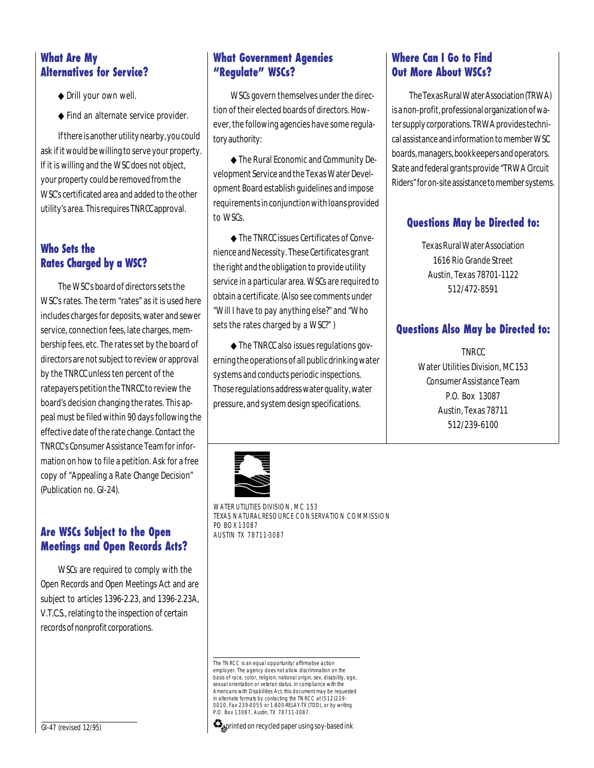## What Are My Alternatives for Service?

- Drill your own well.
- Find an alternate service provider.

If there is another utility nearby, you could ask if it would be willing to serve your property. If it is willing and the WSC does not object, your property could be removed from the WSC's certificated area and added to the other utility's area. This requires TNRCC approval.

## Who Sets the Rates Charged by a WSC?

The WSC's board of directors sets the WSC's rates. The term "rates" as it is used here includes charges for deposits, water and sewer service, connection fees, late charges, membership fees, etc. The rates set by the board of directors are not subject to review or approval by the TNRCC unless ten percent of the ratepayers petition the TNRCC to review the board's decision changing the rates. This appeal must be filed within 90 days following the effective date of the rate change. Contact the TNRCC's Consumer Assistance Team for information on how to file a petition. Ask for a free copy of "Appealing a Rate Change Decision" (Publication no. GI-24).

## Are WSCs Subject to the Open Meetings and Open Records Acts?

WSCs are required to comply with the Open Records and Open Meetings Act and are subject to articles 1396-2.23, and 1396-2.23A, V.T.C.S., relating to the inspection of certain records of nonprofit corporations.

## What Government Agencies "Regulate" WSCs?

WSCs govern themselves under the direction of their elected boards of directors. However, the following agencies have some regulatory authority:

- The Rural Economic and Community Development Service and the Texas Water Development Board establish guidelines and impose requirements in conjunction with loans provided to WSCs.
- The TNRCC issues Certificates of Convenience and Necessity. These Certificates grant the right and the obligation to provide utility service in a particular area. WSCs are required to obtain a certificate. (Also see comments under "Will I have to pay anything else?" and "Who sets the rates charged by a WSC?" )
- The TNRCC also issues regulations governing the operations of all public drinking water systems and conducts periodic inspections. Those regulations address water quality, water pressure, and system design specifications.

WATER UTILITIES DIVISION, MC 153
TEXAS NATURAL RESOURCE CONSERVATION COMMISSION
PO BOX 13087
AUSTIN TX 78711-3087

## Where Can I Go to Find Out More About WSCs?

The Texas Rural Water Association (TRWA) is a non-profit, professional organization of water supply corporations. TRWA provides technical assistance and information to member WSC boards, managers, bookkeepers and operators. State and federal grants provide "TRWA Circuit Riders" for on-site assistance to member systems.

### Questions May be Directed to:

Texas Rural Water Association
1616 Rio Grande Street
Austin, Texas 78701-1122
512/472-8591

### Questions Also May be Directed to:

TNRCC
Water Utilities Division, MC 153
Consumer Assistance Team
P.O. Box 13087
Austin, Texas 78711
512/239-6100

The TNRCC is an equal opportunity/affirmative action employer. The agency does not allow discrimination on the basis of race, color, religion, national origin, sex, disability, age, sexual orientation or veteran status. In compliance with the Americans with Disabilities Act, this document may be requested in alternate formats by contacting the TNRCC at (512)239-0010, Fax 239-0055 or 1-800-RELAY-TX (TDD), or by writing P.O. Box 13087, Austin, TX 78711-3087.

GI-47 (revised 12/95)

printed on recycled paper using soy-based ink